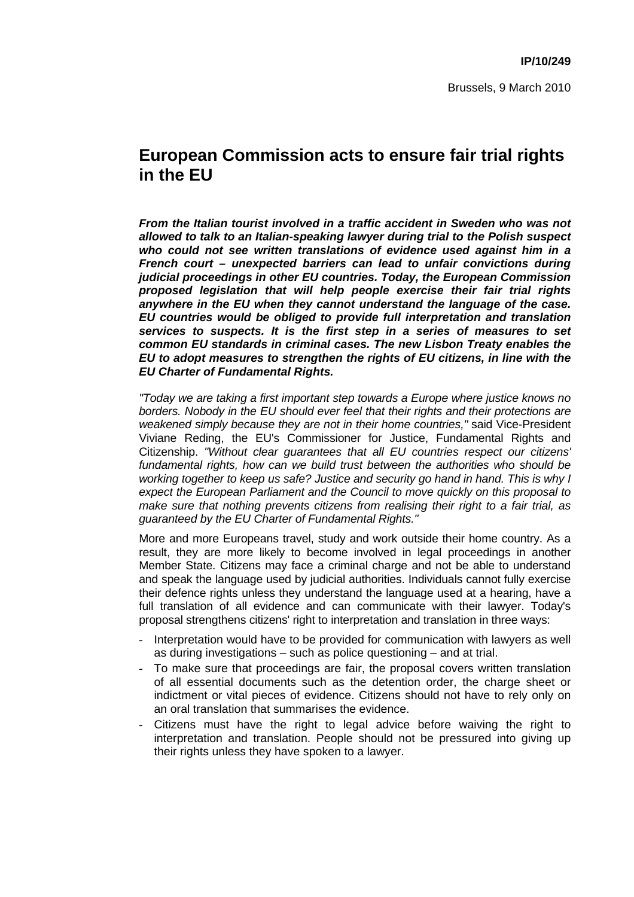**IP/10/249**

Brussels, 9 March 2010

# European Commission acts to ensure fair trial rights in the EU

***From the Italian tourist involved in a traffic accident in Sweden who was not allowed to talk to an Italian-speaking lawyer during trial to the Polish suspect who could not see written translations of evidence used against him in a French court – unexpected barriers can lead to unfair convictions during judicial proceedings in other EU countries. Today, the European Commission proposed legislation that will help people exercise their fair trial rights anywhere in the EU when they cannot understand the language of the case. EU countries would be obliged to provide full interpretation and translation services to suspects. It is the first step in a series of measures to set common EU standards in criminal cases. The new Lisbon Treaty enables the EU to adopt measures to strengthen the rights of EU citizens, in line with the EU Charter of Fundamental Rights.***

*"Today we are taking a first important step towards a Europe where justice knows no borders. Nobody in the EU should ever feel that their rights and their protections are weakened simply because they are not in their home countries,"* said Vice-President Viviane Reding, the EU's Commissioner for Justice, Fundamental Rights and Citizenship. *"Without clear guarantees that all EU countries respect our citizens' fundamental rights, how can we build trust between the authorities who should be working together to keep us safe? Justice and security go hand in hand. This is why I expect the European Parliament and the Council to move quickly on this proposal to make sure that nothing prevents citizens from realising their right to a fair trial, as guaranteed by the EU Charter of Fundamental Rights."*

More and more Europeans travel, study and work outside their home country. As a result, they are more likely to become involved in legal proceedings in another Member State. Citizens may face a criminal charge and not be able to understand and speak the language used by judicial authorities. Individuals cannot fully exercise their defence rights unless they understand the language used at a hearing, have a full translation of all evidence and can communicate with their lawyer. Today's proposal strengthens citizens' right to interpretation and translation in three ways:

- Interpretation would have to be provided for communication with lawyers as well as during investigations – such as police questioning – and at trial.
- To make sure that proceedings are fair, the proposal covers written translation of all essential documents such as the detention order, the charge sheet or indictment or vital pieces of evidence. Citizens should not have to rely only on an oral translation that summarises the evidence.
- Citizens must have the right to legal advice before waiving the right to interpretation and translation. People should not be pressured into giving up their rights unless they have spoken to a lawyer.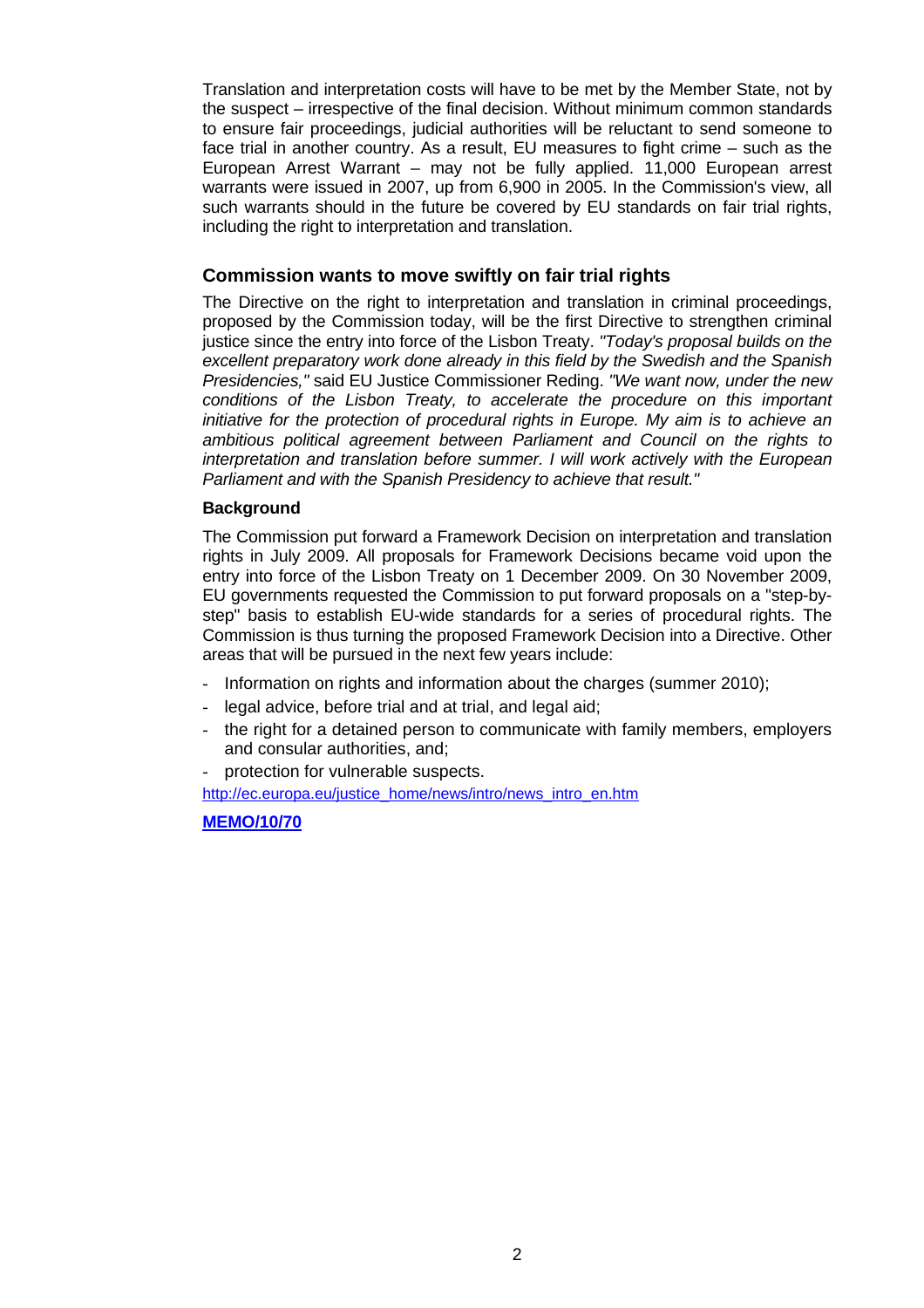Translation and interpretation costs will have to be met by the Member State, not by the suspect – irrespective of the final decision. Without minimum common standards to ensure fair proceedings, judicial authorities will be reluctant to send someone to face trial in another country. As a result, EU measures to fight crime – such as the European Arrest Warrant – may not be fully applied. 11,000 European arrest warrants were issued in 2007, up from 6,900 in 2005. In the Commission's view, all such warrants should in the future be covered by EU standards on fair trial rights, including the right to interpretation and translation.

## Commission wants to move swiftly on fair trial rights

The Directive on the right to interpretation and translation in criminal proceedings, proposed by the Commission today, will be the first Directive to strengthen criminal justice since the entry into force of the Lisbon Treaty. *"Today's proposal builds on the excellent preparatory work done already in this field by the Swedish and the Spanish Presidencies,"* said EU Justice Commissioner Reding. *"We want now, under the new conditions of the Lisbon Treaty, to accelerate the procedure on this important initiative for the protection of procedural rights in Europe. My aim is to achieve an ambitious political agreement between Parliament and Council on the rights to interpretation and translation before summer. I will work actively with the European Parliament and with the Spanish Presidency to achieve that result."*

### Background

The Commission put forward a Framework Decision on interpretation and translation rights in July 2009. All proposals for Framework Decisions became void upon the entry into force of the Lisbon Treaty on 1 December 2009. On 30 November 2009, EU governments requested the Commission to put forward proposals on a "step-by-step" basis to establish EU-wide standards for a series of procedural rights. The Commission is thus turning the proposed Framework Decision into a Directive. Other areas that will be pursued in the next few years include:

- Information on rights and information about the charges (summer 2010);
- legal advice, before trial and at trial, and legal aid;
- the right for a detained person to communicate with family members, employers and consular authorities, and;
- protection for vulnerable suspects.

http://ec.europa.eu/justice_home/news/intro/news_intro_en.htm

**MEMO/10/70**